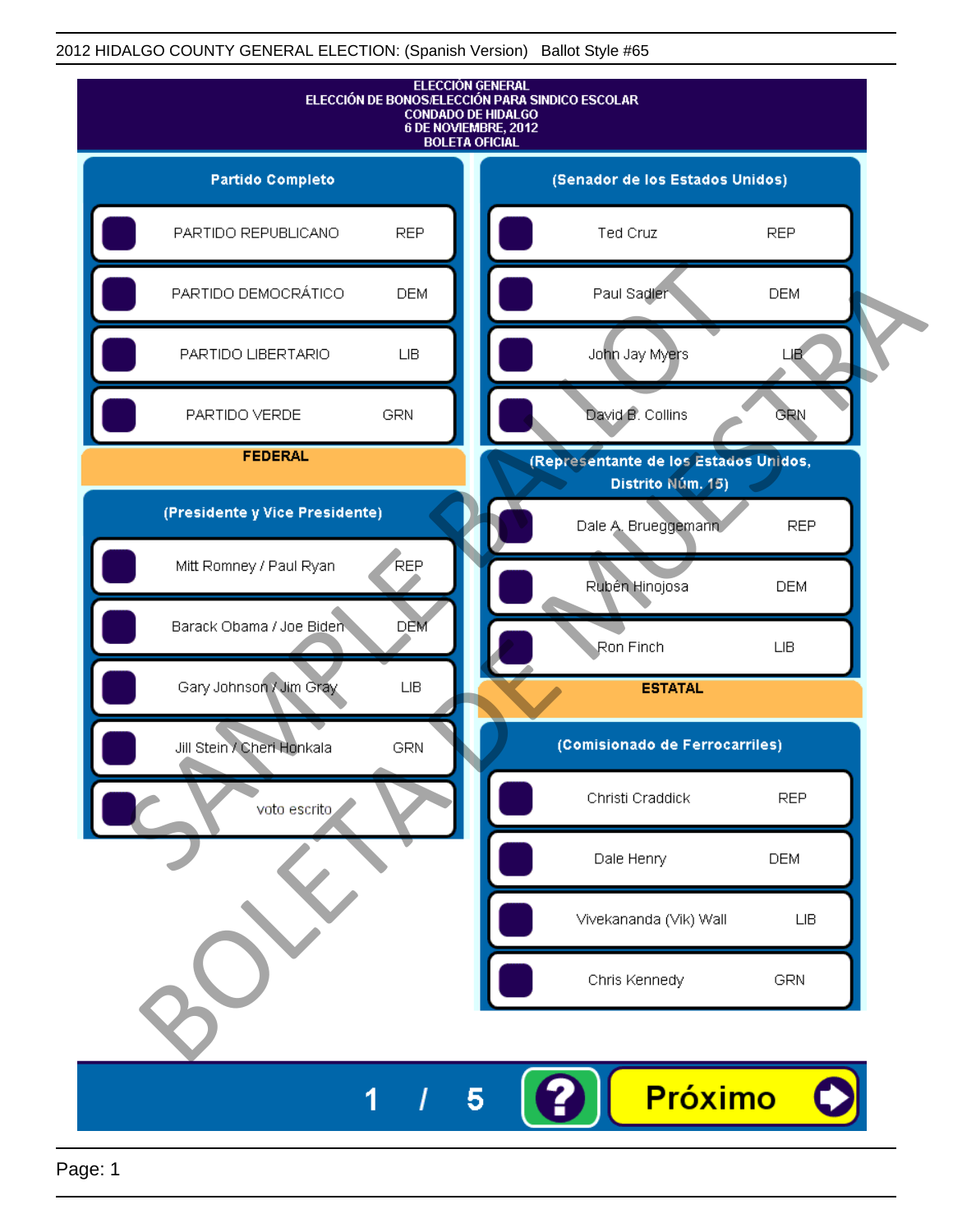2012 HIDALGO COUNTY GENERAL ELECTION: (Spanish Version) Ballot Style #65

# ELECCIÓN GENERAL
## ELECCIÓN DE BONOS/ELECCIÓN PARA SINDICO ESCOLAR
## CONDADO DE HIDALGO
## 6 DE NOVIEMBRE, 2012
## BOLETA OFICIAL

### Partido Completo

| | |
|---|---|
| PARTIDO REPUBLICANO | REP |
| PARTIDO DEMOCRÁTICO | DEM |
| PARTIDO LIBERTARIO | LIB |
| PARTIDO VERDE | GRN |

## FEDERAL

### (Presidente y Vice Presidente)

| | |
|---|---|
| Mitt Romney / Paul Ryan | REP |
| Barack Obama / Joe Biden | DEM |
| Gary Johnson / Jim Gray | LIB |
| Jill Stein / Cheri Honkala | GRN |
| voto escrito | |

### (Senador de los Estados Unidos)

| | |
|---|---|
| Ted Cruz | REP |
| Paul Sadler | DEM |
| John Jay Myers | LIB |
| David B. Collins | GRN |

### (Representante de los Estados Unidos, Distrito Núm. 15)

| | |
|---|---|
| Dale A. Brueggemann | REP |
| Rubén Hinojosa | DEM |
| Ron Finch | LIB |

## ESTATAL

### (Comisionado de Ferrocarriles)

| | |
|---|---|
| Christi Craddick | REP |
| Dale Henry | DEM |
| Vivekananda (Vik) Wall | LIB |
| Chris Kennedy | GRN |

SAMPLE BALLOT BOLETA DE MUESTRA

1 / 5

Próximo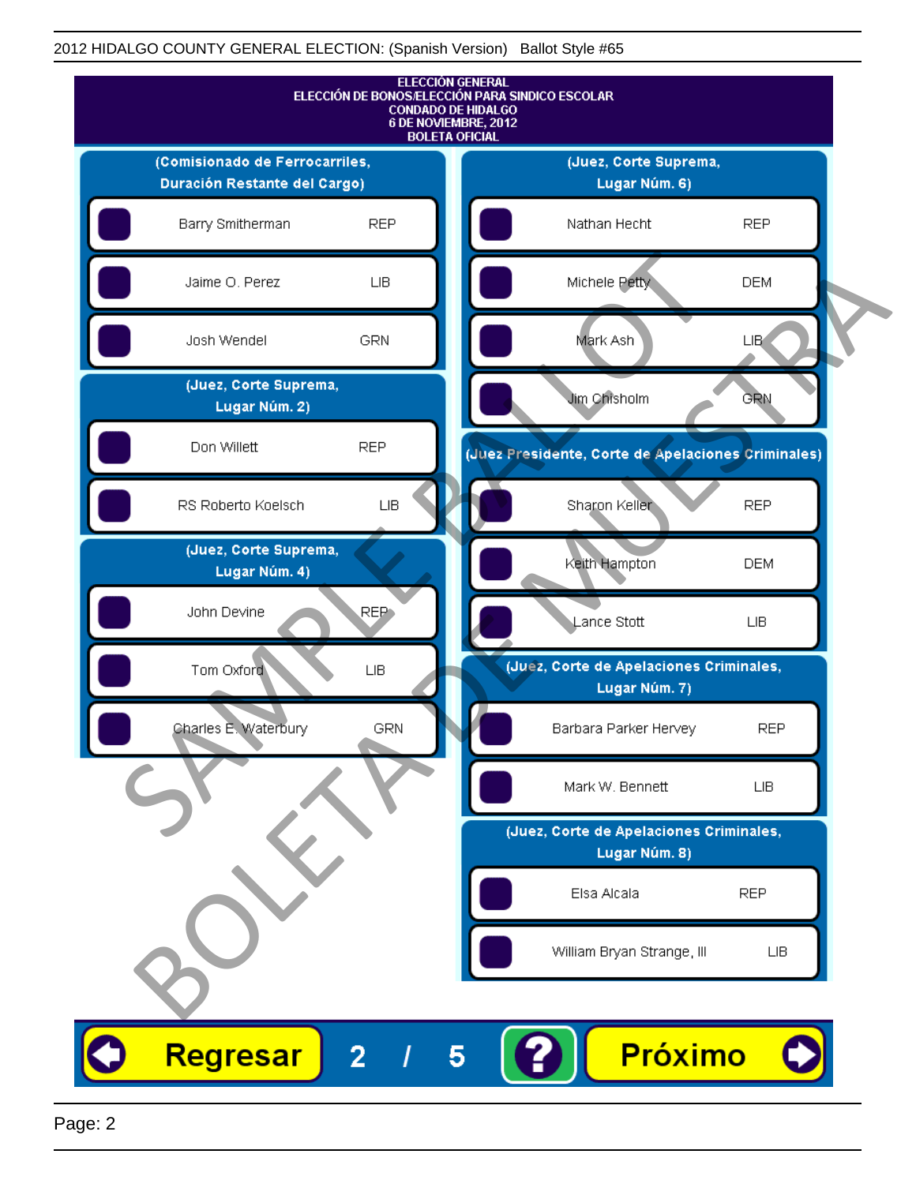2012 HIDALGO COUNTY GENERAL ELECTION: (Spanish Version) Ballot Style #65

# ELECCIÓN GENERAL
## ELECCIÓN DE BONOS/ELECCIÓN PARA SINDICO ESCOLAR
## CONDADO DE HIDALGO
## 6 DE NOVIEMBRE, 2012
## BOLETA OFICIAL

### (Comisionado de Ferrocarriles, Duración Restante del Cargo)

| Candidato | Partido |
|---|---|
| Barry Smitherman | REP |
| Jaime O. Perez | LIB |
| Josh Wendel | GRN |

### (Juez, Corte Suprema, Lugar Núm. 2)

| Candidato | Partido |
|---|---|
| Don Willett | REP |
| RS Roberto Koelsch | LIB |

### (Juez, Corte Suprema, Lugar Núm. 4)

| Candidato | Partido |
|---|---|
| John Devine | REP |
| Tom Oxford | LIB |
| Charles E. Waterbury | GRN |

### (Juez, Corte Suprema, Lugar Núm. 6)

| Candidato | Partido |
|---|---|
| Nathan Hecht | REP |
| Michele Petty | DEM |
| Mark Ash | LIB |
| Jim Chisholm | GRN |

### (Juez Presidente, Corte de Apelaciones Criminales)

| Candidato | Partido |
|---|---|
| Sharon Keller | REP |
| Keith Hampton | DEM |
| Lance Stott | LIB |

### (Juez, Corte de Apelaciones Criminales, Lugar Núm. 7)

| Candidato | Partido |
|---|---|
| Barbara Parker Hervey | REP |
| Mark W. Bennett | LIB |

### (Juez, Corte de Apelaciones Criminales, Lugar Núm. 8)

| Candidato | Partido |
|---|---|
| Elsa Alcala | REP |
| William Bryan Strange, III | LIB |

SAMPLE BALLOT
BOLETA DE MUESTRA

Regresar 2 / 5 ? Próximo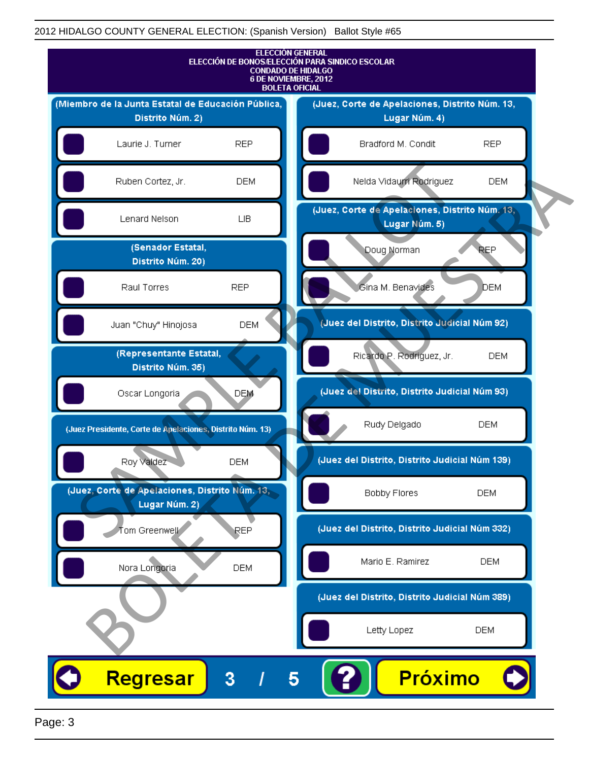2012 HIDALGO COUNTY GENERAL ELECTION: (Spanish Version) Ballot Style #65

# ELECCIÓN GENERAL
## ELECCIÓN DE BONOS/ELECCIÓN PARA SINDICO ESCOLAR
## CONDADO DE HIDALGO
## 6 DE NOVIEMBRE, 2012
## BOLETA OFICIAL

**(Miembro de la Junta Estatal de Educación Pública, Distrito Núm. 2)**

- Laurie J. Turner — REP
- Ruben Cortez, Jr. — DEM
- Lenard Nelson — LIB

**(Senador Estatal, Distrito Núm. 20)**

- Raul Torres — REP
- Juan "Chuy" Hinojosa — DEM

**(Representante Estatal, Distrito Núm. 35)**

- Oscar Longoria — DEM

**(Juez Presidente, Corte de Apelaciones, Distrito Núm. 13)**

- Roy Valdez — DEM

**(Juez, Corte de Apelaciones, Distrito Núm. 13, Lugar Núm. 2)**

- Tom Greenwell — REP
- Nora Longoria — DEM

**(Juez, Corte de Apelaciones, Distrito Núm. 13, Lugar Núm. 4)**

- Bradford M. Condit — REP
- Nelda Vidaurri Rodriguez — DEM

**(Juez, Corte de Apelaciones, Distrito Núm. 13, Lugar Núm. 5)**

- Doug Norman — REP
- Gina M. Benavides — DEM

**(Juez del Distrito, Distrito Judicial Núm 92)**

- Ricardo P. Rodriguez, Jr. — DEM

**(Juez del Distrito, Distrito Judicial Núm 93)**

- Rudy Delgado — DEM

**(Juez del Distrito, Distrito Judicial Núm 139)**

- Bobby Flores — DEM

**(Juez del Distrito, Distrito Judicial Núm 332)**

- Mario E. Ramirez — DEM

**(Juez del Distrito, Distrito Judicial Núm 389)**

- Letty Lopez — DEM

Regresar | 3 / 5 | ? | Próximo

SAMPLE BALLOT — BOLETA DE MUESTRA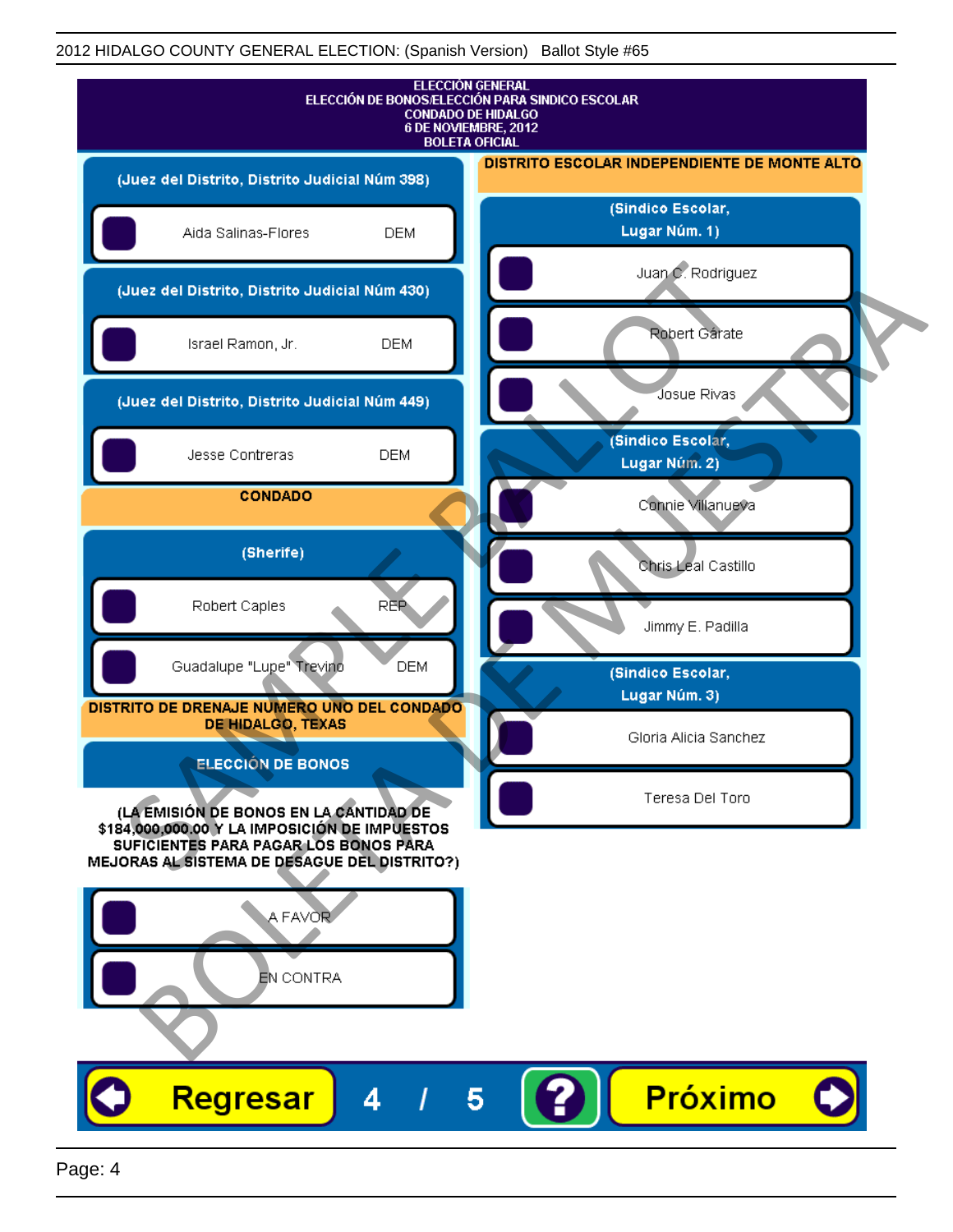2012 HIDALGO COUNTY GENERAL ELECTION: (Spanish Version) Ballot Style #65

# ELECCIÓN GENERAL
# ELECCIÓN DE BONOS/ELECCIÓN PARA SINDICO ESCOLAR
# CONDADO DE HIDALGO
# 6 DE NOVIEMBRE, 2012
# BOLETA OFICIAL

## (Juez del Distrito, Distrito Judicial Núm 398)

- Aida Salinas-Flores DEM

## (Juez del Distrito, Distrito Judicial Núm 430)

- Israel Ramon, Jr. DEM

## (Juez del Distrito, Distrito Judicial Núm 449)

- Jesse Contreras DEM

## CONDADO

### (Sherife)

- Robert Caples REP
- Guadalupe "Lupe" Trevino DEM

## DISTRITO DE DRENAJE NUMERO UNO DEL CONDADO DE HIDALGO, TEXAS

### ELECCIÓN DE BONOS

(LA EMISIÓN DE BONOS EN LA CANTIDAD DE $184,000,000.00 Y LA IMPOSICIÓN DE IMPUESTOS SUFICIENTES PARA PAGAR LOS BONOS PARA MEJORAS AL SISTEMA DE DESAGUE DEL DISTRITO?)

- A FAVOR
- EN CONTRA

## DISTRITO ESCOLAR INDEPENDIENTE DE MONTE ALTO

### (Sindico Escolar, Lugar Núm. 1)

- Juan C. Rodriguez
- Robert Gárate
- Josue Rivas

### (Sindico Escolar, Lugar Núm. 2)

- Connie Villanueva
- Chris Leal Castillo
- Jimmy E. Padilla

### (Sindico Escolar, Lugar Núm. 3)

- Gloria Alicia Sanchez
- Teresa Del Toro

Regresar 4 / 5 ? Próximo

SAMPLE BALLOT BOLETA DE MUESTRA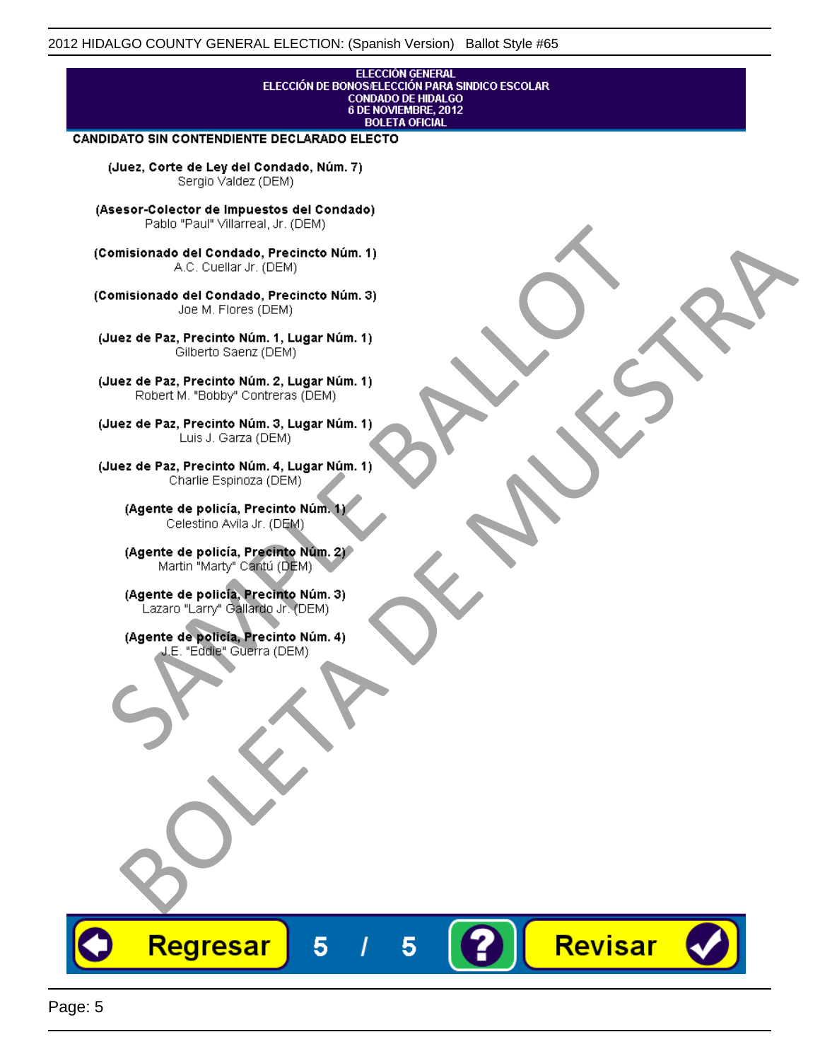ELECCIÓN GENERAL
ELECCIÓN DE BONOS/ELECCIÓN PARA SINDICO ESCOLAR
CONDADO DE HIDALGO
6 DE NOVIEMBRE, 2012
BOLETA OFICIAL

**CANDIDATO SIN CONTENDIENTE DECLARADO ELECTO**

**(Juez, Corte de Ley del Condado, Núm. 7)**
Sergio Valdez (DEM)

**(Asesor-Colector de Impuestos del Condado)**
Pablo "Paul" Villarreal, Jr. (DEM)

**(Comisionado del Condado, Precincto Núm. 1)**
A.C. Cuellar Jr. (DEM)

**(Comisionado del Condado, Precincto Núm. 3)**
Joe M. Flores (DEM)

**(Juez de Paz, Precinto Núm. 1, Lugar Núm. 1)**
Gilberto Saenz (DEM)

**(Juez de Paz, Precinto Núm. 2, Lugar Núm. 1)**
Robert M. "Bobby" Contreras (DEM)

**(Juez de Paz, Precinto Núm. 3, Lugar Núm. 1)**
Luis J. Garza (DEM)

**(Juez de Paz, Precinto Núm. 4, Lugar Núm. 1)**
Charlie Espinoza (DEM)

**(Agente de policía, Precinto Núm. 1)**
Celestino Avila Jr. (DEM)

**(Agente de policía, Precinto Núm. 2)**
Martin "Marty" Cantú (DEM)

**(Agente de policía, Precinto Núm. 3)**
Lazaro "Larry" Gallardo Jr. (DEM)

**(Agente de policía, Precinto Núm. 4)**
J.E. "Eddie" Guerra (DEM)

SAMPLE BALLOT
BOLETA DE MUESTRA

Regresar | 5 / 5 | ? | Revisar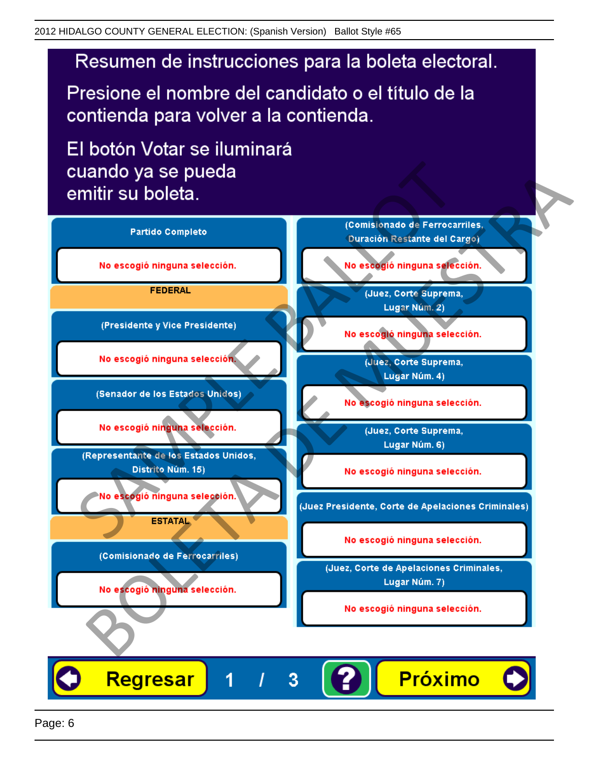# Resumen de instrucciones para la boleta electoral.

Presione el nombre del candidato o el título de la contienda para volver a la contienda.

El botón Votar se iluminará cuando ya se pueda emitir su boleta.

**Partido Completo**

No escogió ninguna selección.

**FEDERAL**

**(Presidente y Vice Presidente)**

No escogió ninguna selección.

**(Senador de los Estados Unidos)**

No escogió ninguna selección.

**(Representante de los Estados Unidos, Distrito Núm. 15)**

No escogió ninguna selección.

**ESTATAL**

**(Comisionado de Ferrocarriles)**

No escogió ninguna selección.

**(Comisionado de Ferrocarriles, Duración Restante del Cargo)**

No escogió ninguna selección.

**(Juez, Corte Suprema, Lugar Núm. 2)**

No escogió ninguna selección.

**(Juez, Corte Suprema, Lugar Núm. 4)**

No escogió ninguna selección.

**(Juez, Corte Suprema, Lugar Núm. 6)**

No escogió ninguna selección.

**(Juez Presidente, Corte de Apelaciones Criminales)**

No escogió ninguna selección.

**(Juez, Corte de Apelaciones Criminales, Lugar Núm. 7)**

No escogió ninguna selección.

Regresar 1 / 3 ? Próximo

SAMPLE BALLOT BOLETA DE MUESTRA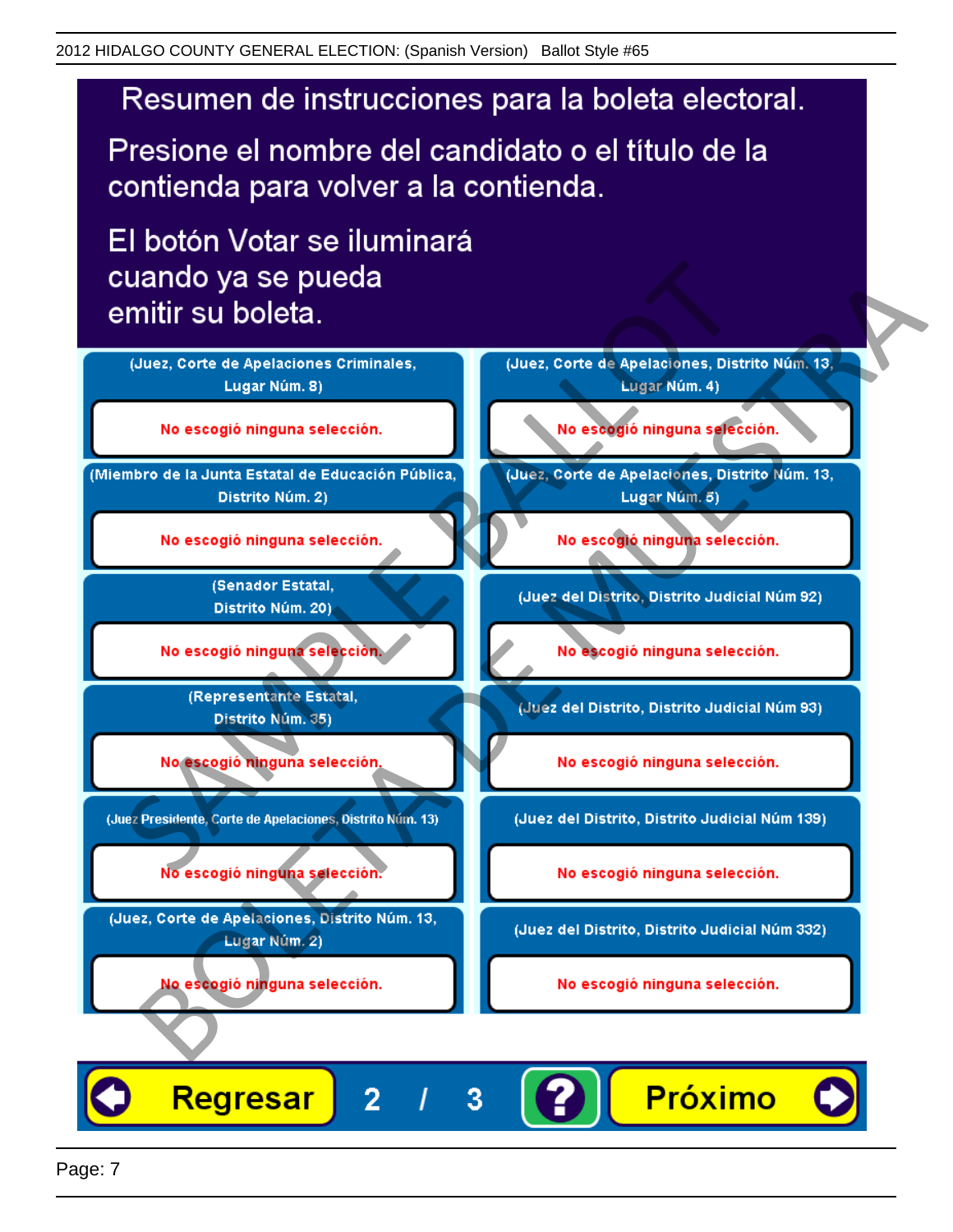# Resumen de instrucciones para la boleta electoral.

Presione el nombre del candidato o el título de la contienda para volver a la contienda.

El botón Votar se iluminará cuando ya se pueda emitir su boleta.

(Juez, Corte de Apelaciones Criminales, Lugar Núm. 8)

No escogió ninguna selección.

(Miembro de la Junta Estatal de Educación Pública, Distrito Núm. 2)

No escogió ninguna selección.

(Senador Estatal, Distrito Núm. 20)

No escogió ninguna selección.

(Representante Estatal, Distrito Núm. 35)

No escogió ninguna selección.

(Juez Presidente, Corte de Apelaciones, Distrito Núm. 13)

No escogió ninguna selección.

(Juez, Corte de Apelaciones, Distrito Núm. 13, Lugar Núm. 2)

No escogió ninguna selección.

(Juez, Corte de Apelaciones, Distrito Núm. 13, Lugar Núm. 4)

No escogió ninguna selección.

(Juez, Corte de Apelaciones, Distrito Núm. 13, Lugar Núm. 5)

No escogió ninguna selección.

(Juez del Distrito, Distrito Judicial Núm 92)

No escogió ninguna selección.

(Juez del Distrito, Distrito Judicial Núm 93)

No escogió ninguna selección.

(Juez del Distrito, Distrito Judicial Núm 139)

No escogió ninguna selección.

(Juez del Distrito, Distrito Judicial Núm 332)

No escogió ninguna selección.

Regresar | 2 / 3 | ? | Próximo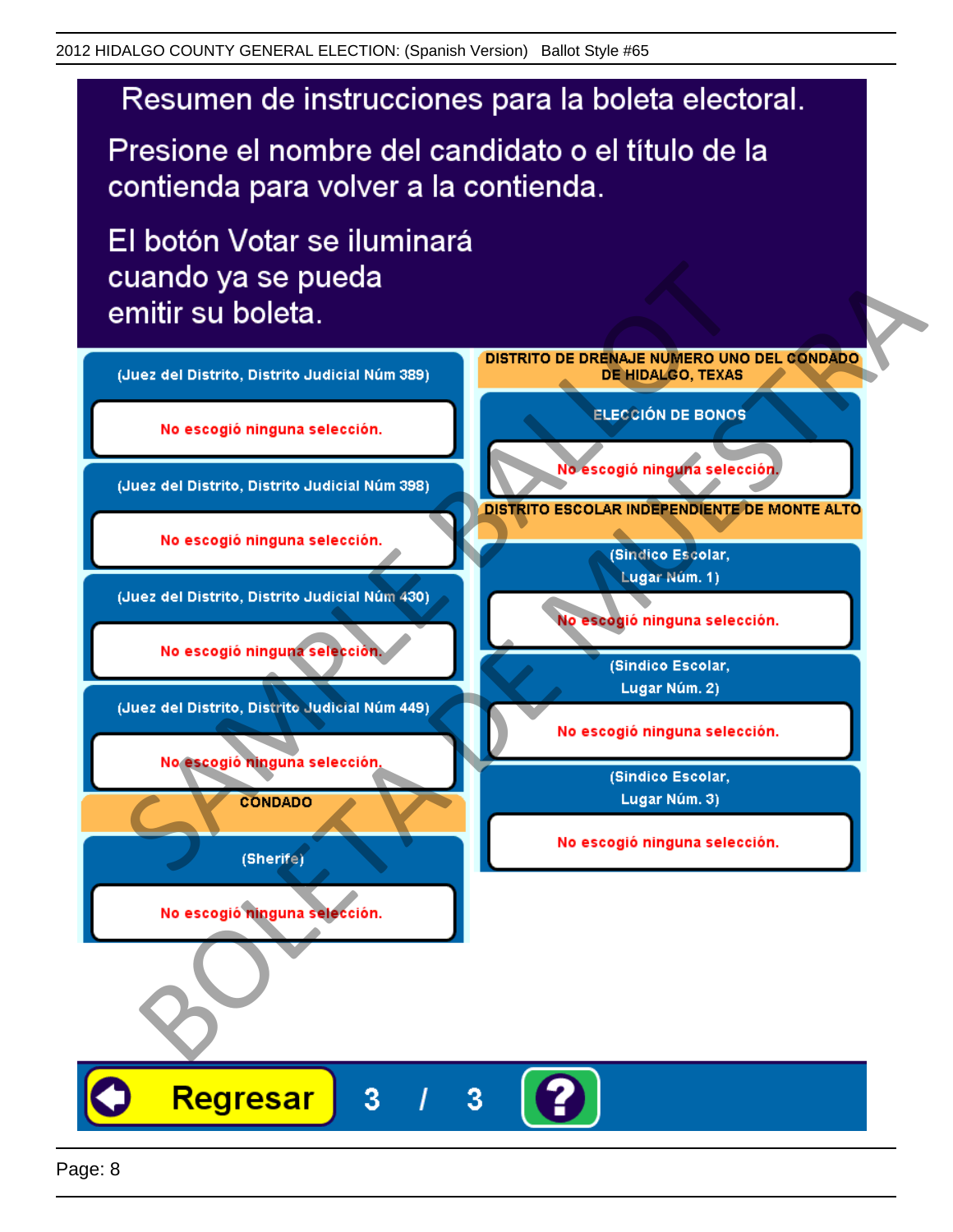Resumen de instrucciones para la boleta electoral.

Presione el nombre del candidato o el título de la contienda para volver a la contienda.

El botón Votar se iluminará cuando ya se pueda emitir su boleta.

(Juez del Distrito, Distrito Judicial Núm 389)

No escogió ninguna selección.

(Juez del Distrito, Distrito Judicial Núm 398)

No escogió ninguna selección.

(Juez del Distrito, Distrito Judicial Núm 430)

No escogió ninguna selección.

(Juez del Distrito, Distrito Judicial Núm 449)

No escogió ninguna selección.

**CONDADO**

(Sherife)

No escogió ninguna selección.

**DISTRITO DE DRENAJE NUMERO UNO DEL CONDADO DE HIDALGO, TEXAS**

ELECCIÓN DE BONOS

No escogió ninguna selección.

**DISTRITO ESCOLAR INDEPENDIENTE DE MONTE ALTO**

(Sindico Escolar, Lugar Núm. 1)

No escogió ninguna selección.

(Sindico Escolar, Lugar Núm. 2)

No escogió ninguna selección.

(Sindico Escolar, Lugar Núm. 3)

No escogió ninguna selección.

Regresar 3 / 3 ?